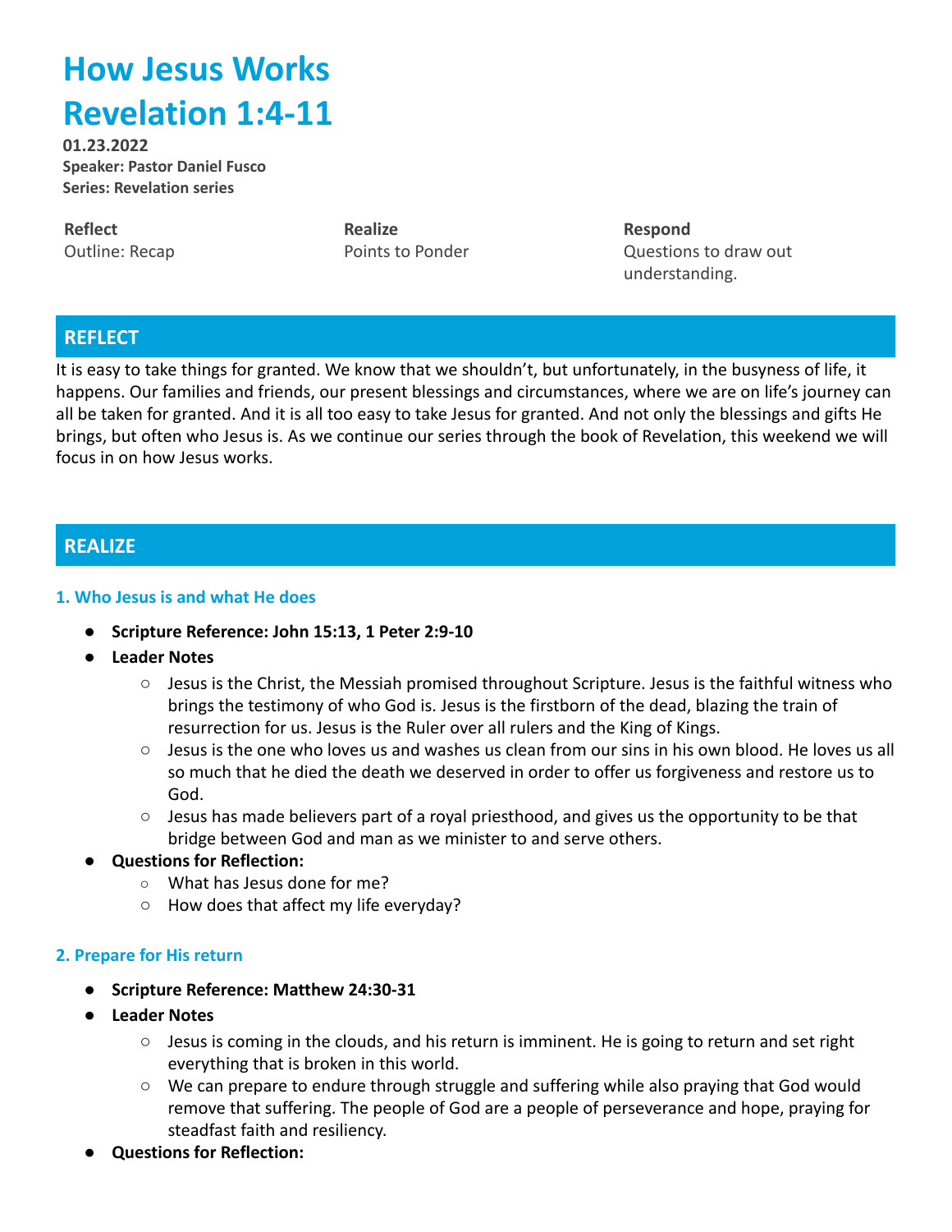# How Jesus Works
# Revelation 1:4-11

**01.23.2022**
**Speaker: Pastor Daniel Fusco**
**Series: Revelation series**

**Reflect**
Outline: Recap

**Realize**
Points to Ponder

**Respond**
Questions to draw out understanding.

## REFLECT

It is easy to take things for granted. We know that we shouldn't, but unfortunately, in the busyness of life, it happens. Our families and friends, our present blessings and circumstances, where we are on life's journey can all be taken for granted. And it is all too easy to take Jesus for granted. And not only the blessings and gifts He brings, but often who Jesus is. As we continue our series through the book of Revelation, this weekend we will focus in on how Jesus works.

## REALIZE

### 1. Who Jesus is and what He does

- **Scripture Reference: John 15:13, 1 Peter 2:9-10**
- **Leader Notes**
  - Jesus is the Christ, the Messiah promised throughout Scripture. Jesus is the faithful witness who brings the testimony of who God is. Jesus is the firstborn of the dead, blazing the train of resurrection for us. Jesus is the Ruler over all rulers and the King of Kings.
  - Jesus is the one who loves us and washes us clean from our sins in his own blood. He loves us all so much that he died the death we deserved in order to offer us forgiveness and restore us to God.
  - Jesus has made believers part of a royal priesthood, and gives us the opportunity to be that bridge between God and man as we minister to and serve others.
- **Questions for Reflection:**
  - What has Jesus done for me?
  - How does that affect my life everyday?

### 2. Prepare for His return

- **Scripture Reference: Matthew 24:30-31**
- **Leader Notes**
  - Jesus is coming in the clouds, and his return is imminent. He is going to return and set right everything that is broken in this world.
  - We can prepare to endure through struggle and suffering while also praying that God would remove that suffering. The people of God are a people of perseverance and hope, praying for steadfast faith and resiliency.
- **Questions for Reflection:**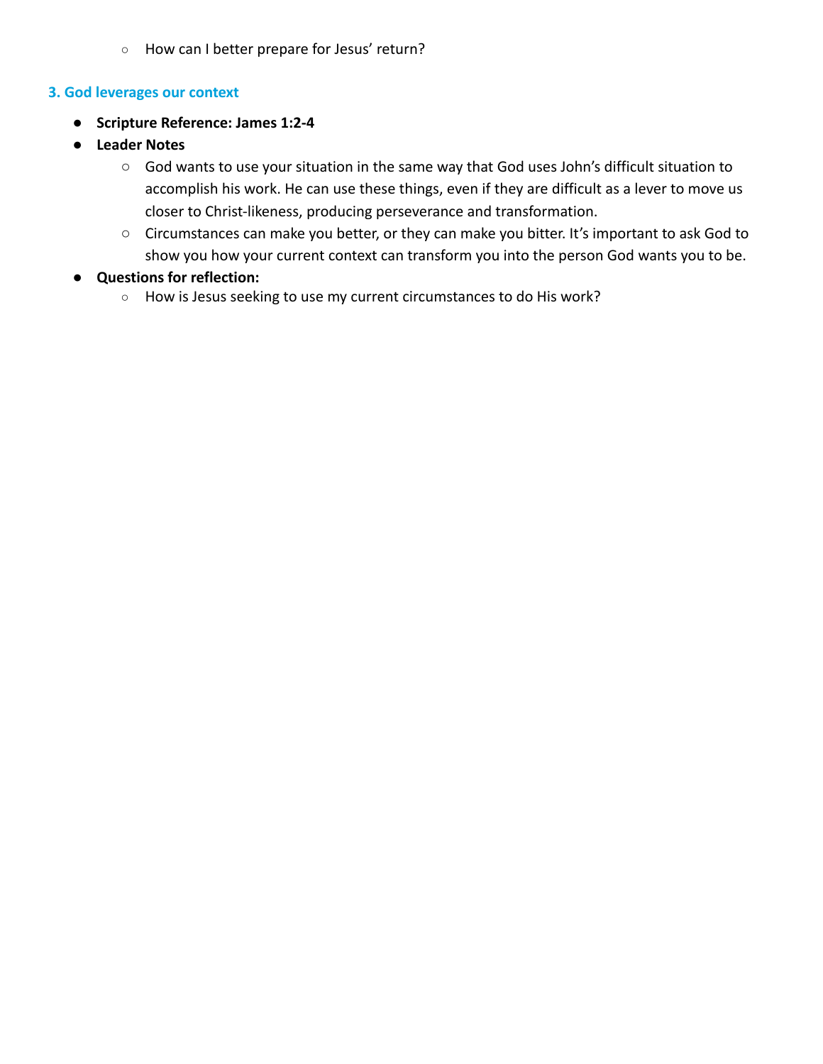- How can I better prepare for Jesus' return?

### 3. God leverages our context

- **Scripture Reference: James 1:2-4**
- **Leader Notes**
    - God wants to use your situation in the same way that God uses John's difficult situation to accomplish his work. He can use these things, even if they are difficult as a lever to move us closer to Christ-likeness, producing perseverance and transformation.
    - Circumstances can make you better, or they can make you bitter. It's important to ask God to show you how your current context can transform you into the person God wants you to be.
- **Questions for reflection:**
    - How is Jesus seeking to use my current circumstances to do His work?